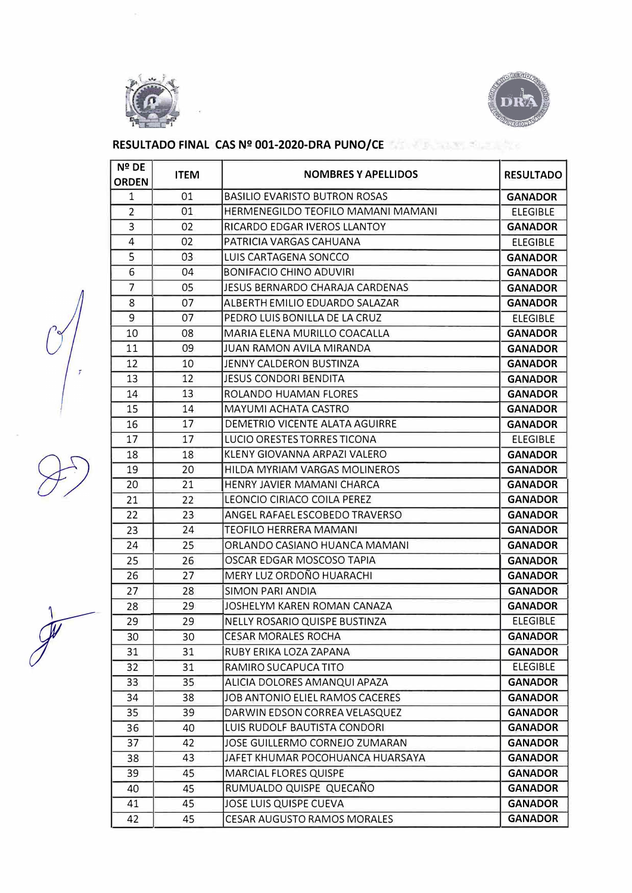## RESULTADO FINAL CAS Nº 001-2020-DRA PUNO/CE

| Nº DE ORDEN | ITEM | NOMBRES Y APELLIDOS | RESULTADO |
|---|---|---|---|
| 1 | 01 | BASILIO EVARISTO BUTRON ROSAS | **GANADOR** |
| 2 | 01 | HERMENEGILDO TEOFILO MAMANI MAMANI | ELEGIBLE |
| 3 | 02 | RICARDO EDGAR IVEROS LLANTOY | **GANADOR** |
| 4 | 02 | PATRICIA VARGAS CAHUANA | ELEGIBLE |
| 5 | 03 | LUIS CARTAGENA SONCCO | **GANADOR** |
| 6 | 04 | BONIFACIO CHINO ADUVIRI | **GANADOR** |
| 7 | 05 | JESUS BERNARDO CHARAJA CARDENAS | **GANADOR** |
| 8 | 07 | ALBERTH EMILIO EDUARDO SALAZAR | **GANADOR** |
| 9 | 07 | PEDRO LUIS BONILLA DE LA CRUZ | ELEGIBLE |
| 10 | 08 | MARIA ELENA MURILLO COACALLA | **GANADOR** |
| 11 | 09 | JUAN RAMON AVILA MIRANDA | **GANADOR** |
| 12 | 10 | JENNY CALDERON BUSTINZA | **GANADOR** |
| 13 | 12 | JESUS CONDORI BENDITA | **GANADOR** |
| 14 | 13 | ROLANDO HUAMAN FLORES | **GANADOR** |
| 15 | 14 | MAYUMI ACHATA CASTRO | **GANADOR** |
| 16 | 17 | DEMETRIO VICENTE ALATA AGUIRRE | **GANADOR** |
| 17 | 17 | LUCIO ORESTES TORRES TICONA | ELEGIBLE |
| 18 | 18 | KLENY GIOVANNA ARPAZI VALERO | **GANADOR** |
| 19 | 20 | HILDA MYRIAM VARGAS MOLINEROS | **GANADOR** |
| 20 | 21 | HENRY JAVIER MAMANI CHARCA | **GANADOR** |
| 21 | 22 | LEONCIO CIRIACO COILA PEREZ | **GANADOR** |
| 22 | 23 | ANGEL RAFAEL ESCOBEDO TRAVERSO | **GANADOR** |
| 23 | 24 | TEOFILO HERRERA MAMANI | **GANADOR** |
| 24 | 25 | ORLANDO CASIANO HUANCA MAMANI | **GANADOR** |
| 25 | 26 | OSCAR EDGAR MOSCOSO TAPIA | **GANADOR** |
| 26 | 27 | MERY LUZ ORDOÑO HUARACHI | **GANADOR** |
| 27 | 28 | SIMON PARI ANDIA | **GANADOR** |
| 28 | 29 | JOSHELYM KAREN ROMAN CANAZA | **GANADOR** |
| 29 | 29 | NELLY ROSARIO QUISPE BUSTINZA | ELEGIBLE |
| 30 | 30 | CESAR MORALES ROCHA | **GANADOR** |
| 31 | 31 | RUBY ERIKA LOZA ZAPANA | **GANADOR** |
| 32 | 31 | RAMIRO SUCAPUCA TITO | ELEGIBLE |
| 33 | 35 | ALICIA DOLORES AMANQUI APAZA | **GANADOR** |
| 34 | 38 | JOB ANTONIO ELIEL RAMOS CACERES | **GANADOR** |
| 35 | 39 | DARWIN EDSON CORREA VELASQUEZ | **GANADOR** |
| 36 | 40 | LUIS RUDOLF BAUTISTA CONDORI | **GANADOR** |
| 37 | 42 | JOSE GUILLERMO CORNEJO ZUMARAN | **GANADOR** |
| 38 | 43 | JAFET KHUMAR POCOHUANCA HUARSAYA | **GANADOR** |
| 39 | 45 | MARCIAL FLORES QUISPE | **GANADOR** |
| 40 | 45 | RUMUALDO QUISPE QUECAÑO | **GANADOR** |
| 41 | 45 | JOSE LUIS QUISPE CUEVA | **GANADOR** |
| 42 | 45 | CESAR AUGUSTO RAMOS MORALES | **GANADOR** |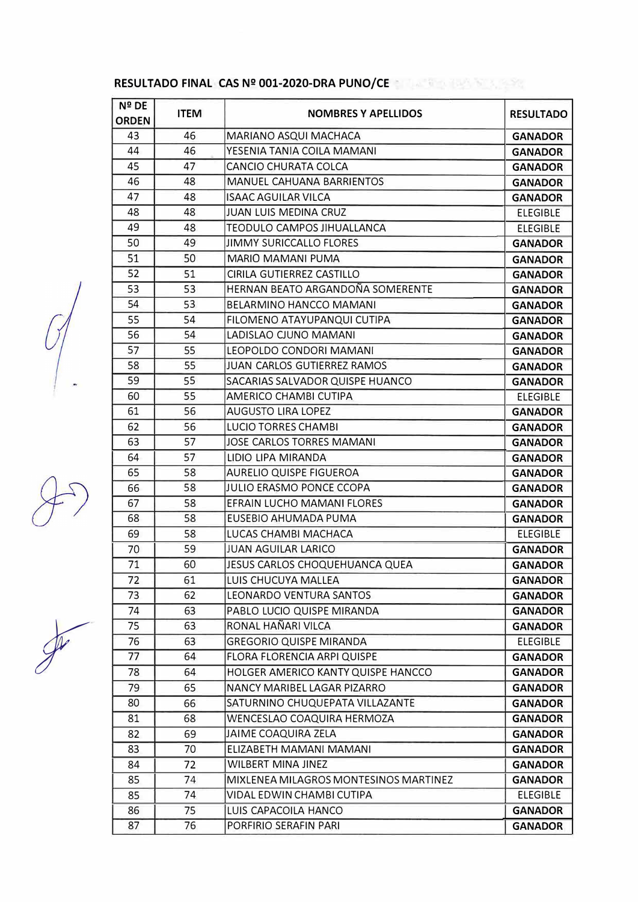**RESULTADO FINAL CAS Nº 001-2020-DRA PUNO/CE**

| Nº DE ORDEN | ITEM | NOMBRES Y APELLIDOS | RESULTADO |
|---|---|---|---|
| 43 | 46 | MARIANO ASQUI MACHACA | **GANADOR** |
| 44 | 46 | YESENIA TANIA COILA MAMANI | **GANADOR** |
| 45 | 47 | CANCIO CHURATA COLCA | **GANADOR** |
| 46 | 48 | MANUEL CAHUANA BARRIENTOS | **GANADOR** |
| 47 | 48 | ISAAC AGUILAR VILCA | **GANADOR** |
| 48 | 48 | JUAN LUIS MEDINA CRUZ | ELEGIBLE |
| 49 | 48 | TEODULO CAMPOS JIHUALLANCA | ELEGIBLE |
| 50 | 49 | JIMMY SURICCALLO FLORES | **GANADOR** |
| 51 | 50 | MARIO MAMANI PUMA | **GANADOR** |
| 52 | 51 | CIRILA GUTIERREZ CASTILLO | **GANADOR** |
| 53 | 53 | HERNAN BEATO ARGANDOÑA SOMERENTE | **GANADOR** |
| 54 | 53 | BELARMINO HANCCO MAMANI | **GANADOR** |
| 55 | 54 | FILOMENO ATAYUPANQUI CUTIPA | **GANADOR** |
| 56 | 54 | LADISLAO CJUNO MAMANI | **GANADOR** |
| 57 | 55 | LEOPOLDO CONDORI MAMANI | **GANADOR** |
| 58 | 55 | JUAN CARLOS GUTIERREZ RAMOS | **GANADOR** |
| 59 | 55 | SACARIAS SALVADOR QUISPE HUANCO | **GANADOR** |
| 60 | 55 | AMERICO CHAMBI CUTIPA | ELEGIBLE |
| 61 | 56 | AUGUSTO LIRA LOPEZ | **GANADOR** |
| 62 | 56 | LUCIO TORRES CHAMBI | **GANADOR** |
| 63 | 57 | JOSE CARLOS TORRES MAMANI | **GANADOR** |
| 64 | 57 | LIDIO LIPA MIRANDA | **GANADOR** |
| 65 | 58 | AURELIO QUISPE FIGUEROA | **GANADOR** |
| 66 | 58 | JULIO ERASMO PONCE CCOPA | **GANADOR** |
| 67 | 58 | EFRAIN LUCHO MAMANI FLORES | **GANADOR** |
| 68 | 58 | EUSEBIO AHUMADA PUMA | **GANADOR** |
| 69 | 58 | LUCAS CHAMBI MACHACA | ELEGIBLE |
| 70 | 59 | JUAN AGUILAR LARICO | **GANADOR** |
| 71 | 60 | JESUS CARLOS CHOQUEHUANCA QUEA | **GANADOR** |
| 72 | 61 | LUIS CHUCUYA MALLEA | **GANADOR** |
| 73 | 62 | LEONARDO VENTURA SANTOS | **GANADOR** |
| 74 | 63 | PABLO LUCIO QUISPE MIRANDA | **GANADOR** |
| 75 | 63 | RONAL HAÑARI VILCA | **GANADOR** |
| 76 | 63 | GREGORIO QUISPE MIRANDA | ELEGIBLE |
| 77 | 64 | FLORA FLORENCIA ARPI QUISPE | **GANADOR** |
| 78 | 64 | HOLGER AMERICO KANTY QUISPE HANCCO | **GANADOR** |
| 79 | 65 | NANCY MARIBEL LAGAR PIZARRO | **GANADOR** |
| 80 | 66 | SATURNINO CHUQUEPATA VILLAZANTE | **GANADOR** |
| 81 | 68 | WENCESLAO COAQUIRA HERMOZA | **GANADOR** |
| 82 | 69 | JAIME COAQUIRA ZELA | **GANADOR** |
| 83 | 70 | ELIZABETH MAMANI MAMANI | **GANADOR** |
| 84 | 72 | WILBERT MINA JINEZ | **GANADOR** |
| 85 | 74 | MIXLENEA MILAGROS MONTESINOS MARTINEZ | **GANADOR** |
| 85 | 74 | VIDAL EDWIN CHAMBI CUTIPA | ELEGIBLE |
| 86 | 75 | LUIS CAPACOILA HANCO | **GANADOR** |
| 87 | 76 | PORFIRIO SERAFIN PARI | **GANADOR** |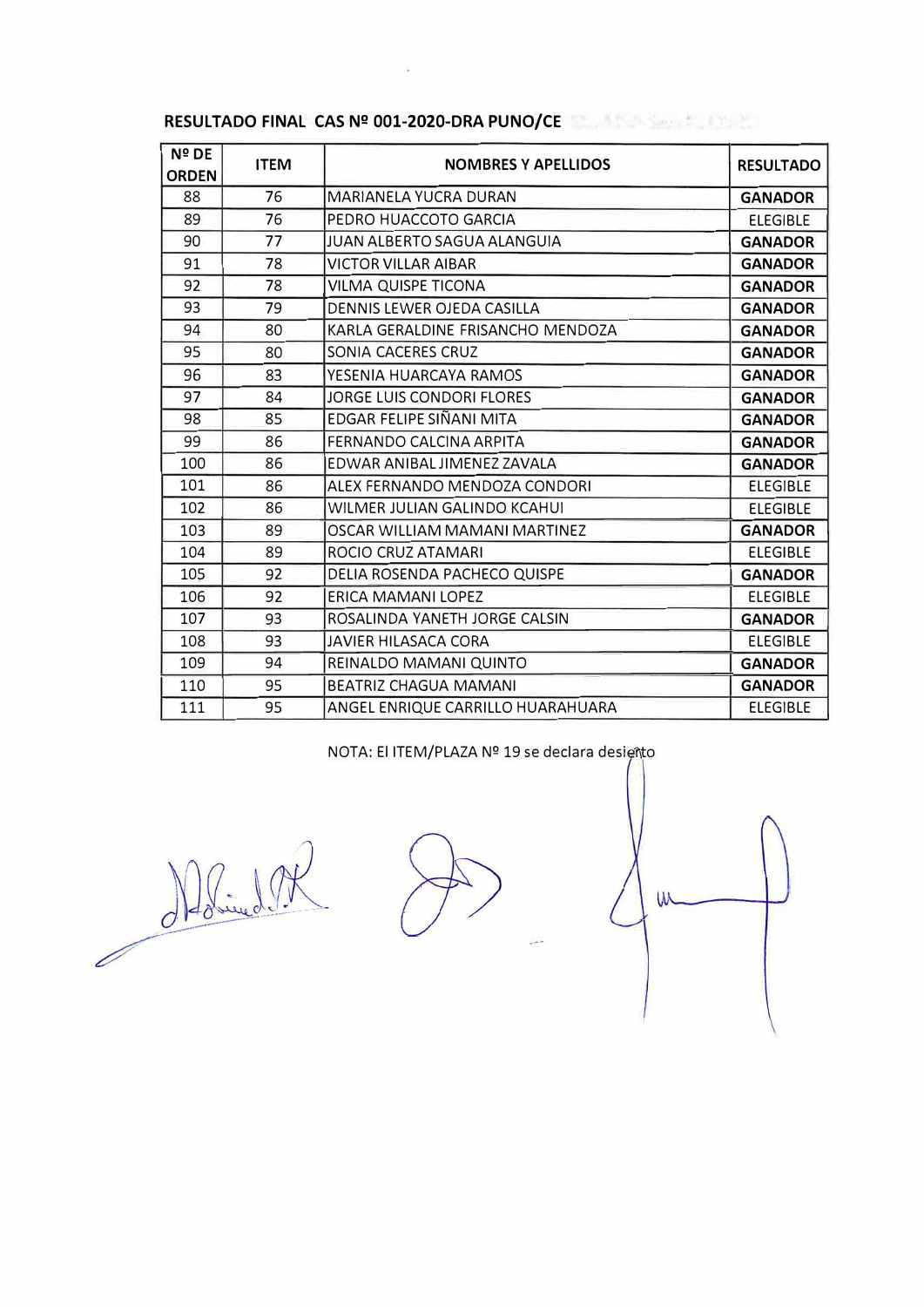**RESULTADO FINAL CAS Nº 001-2020-DRA PUNO/CE**

| Nº DE ORDEN | ITEM | NOMBRES Y APELLIDOS | RESULTADO |
|---|---|---|---|
| 88 | 76 | MARIANELA YUCRA DURAN | **GANADOR** |
| 89 | 76 | PEDRO HUACCOTO GARCIA | ELEGIBLE |
| 90 | 77 | JUAN ALBERTO SAGUA ALANGUIA | **GANADOR** |
| 91 | 78 | VICTOR VILLAR AIBAR | **GANADOR** |
| 92 | 78 | VILMA QUISPE TICONA | **GANADOR** |
| 93 | 79 | DENNIS LEWER OJEDA CASILLA | **GANADOR** |
| 94 | 80 | KARLA GERALDINE FRISANCHO MENDOZA | **GANADOR** |
| 95 | 80 | SONIA CACERES CRUZ | **GANADOR** |
| 96 | 83 | YESENIA HUARCAYA RAMOS | **GANADOR** |
| 97 | 84 | JORGE LUIS CONDORI FLORES | **GANADOR** |
| 98 | 85 | EDGAR FELIPE SIÑANI MITA | **GANADOR** |
| 99 | 86 | FERNANDO CALCINA ARPITA | **GANADOR** |
| 100 | 86 | EDWAR ANIBAL JIMENEZ ZAVALA | **GANADOR** |
| 101 | 86 | ALEX FERNANDO MENDOZA CONDORI | ELEGIBLE |
| 102 | 86 | WILMER JULIAN GALINDO KCAHUI | ELEGIBLE |
| 103 | 89 | OSCAR WILLIAM MAMANI MARTINEZ | **GANADOR** |
| 104 | 89 | ROCIO CRUZ ATAMARI | ELEGIBLE |
| 105 | 92 | DELIA ROSENDA PACHECO QUISPE | **GANADOR** |
| 106 | 92 | ERICA MAMANI LOPEZ | ELEGIBLE |
| 107 | 93 | ROSALINDA YANETH JORGE CALSIN | **GANADOR** |
| 108 | 93 | JAVIER HILASACA CORA | ELEGIBLE |
| 109 | 94 | REINALDO MAMANI QUINTO | **GANADOR** |
| 110 | 95 | BEATRIZ CHAGUA MAMANI | **GANADOR** |
| 111 | 95 | ANGEL ENRIQUE CARRILLO HUARAHUARA | ELEGIBLE |

NOTA: El ITEM/PLAZA Nº 19 se declara desierto